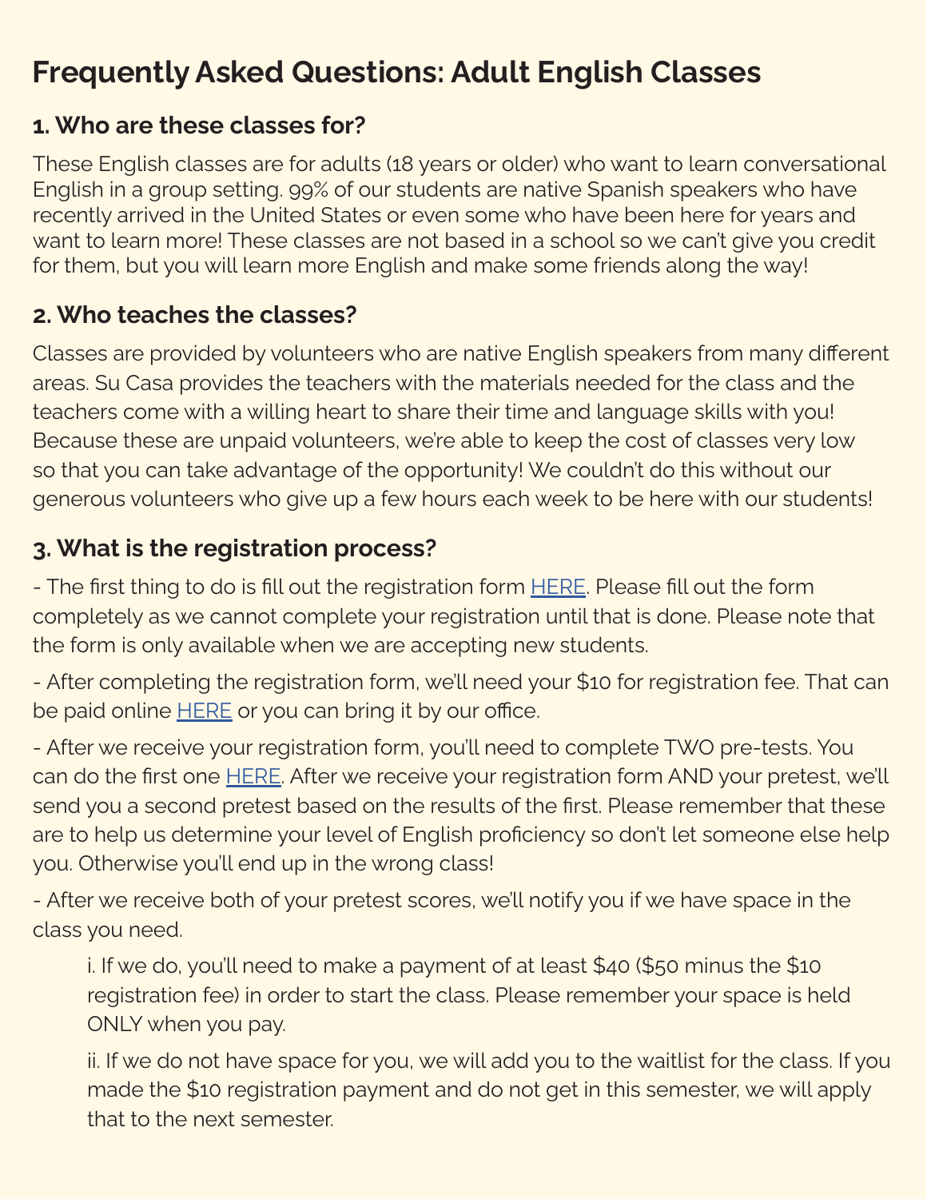# Frequently Asked Questions: Adult English Classes

## 1. Who are these classes for?

These English classes are for adults (18 years or older) who want to learn conversational English in a group setting. 99% of our students are native Spanish speakers who have recently arrived in the United States or even some who have been here for years and want to learn more! These classes are not based in a school so we can't give you credit for them, but you will learn more English and make some friends along the way!

## 2. Who teaches the classes?

Classes are provided by volunteers who are native English speakers from many different areas. Su Casa provides the teachers with the materials needed for the class and the teachers come with a willing heart to share their time and language skills with you! Because these are unpaid volunteers, we're able to keep the cost of classes very low so that you can take advantage of the opportunity! We couldn't do this without our generous volunteers who give up a few hours each week to be here with our students!

## 3. What is the registration process?

- The first thing to do is fill out the registration form HERE. Please fill out the form completely as we cannot complete your registration until that is done. Please note that the form is only available when we are accepting new students.

- After completing the registration form, we'll need your $10 for registration fee. That can be paid online HERE or you can bring it by our office.

- After we receive your registration form, you'll need to complete TWO pre-tests. You can do the first one HERE. After we receive your registration form AND your pretest, we'll send you a second pretest based on the results of the first. Please remember that these are to help us determine your level of English proficiency so don't let someone else help you. Otherwise you'll end up in the wrong class!

- After we receive both of your pretest scores, we'll notify you if we have space in the class you need.

  i. If we do, you'll need to make a payment of at least $40 ($50 minus the $10 registration fee) in order to start the class. Please remember your space is held ONLY when you pay.

  ii. If we do not have space for you, we will add you to the waitlist for the class. If you made the $10 registration payment and do not get in this semester, we will apply that to the next semester.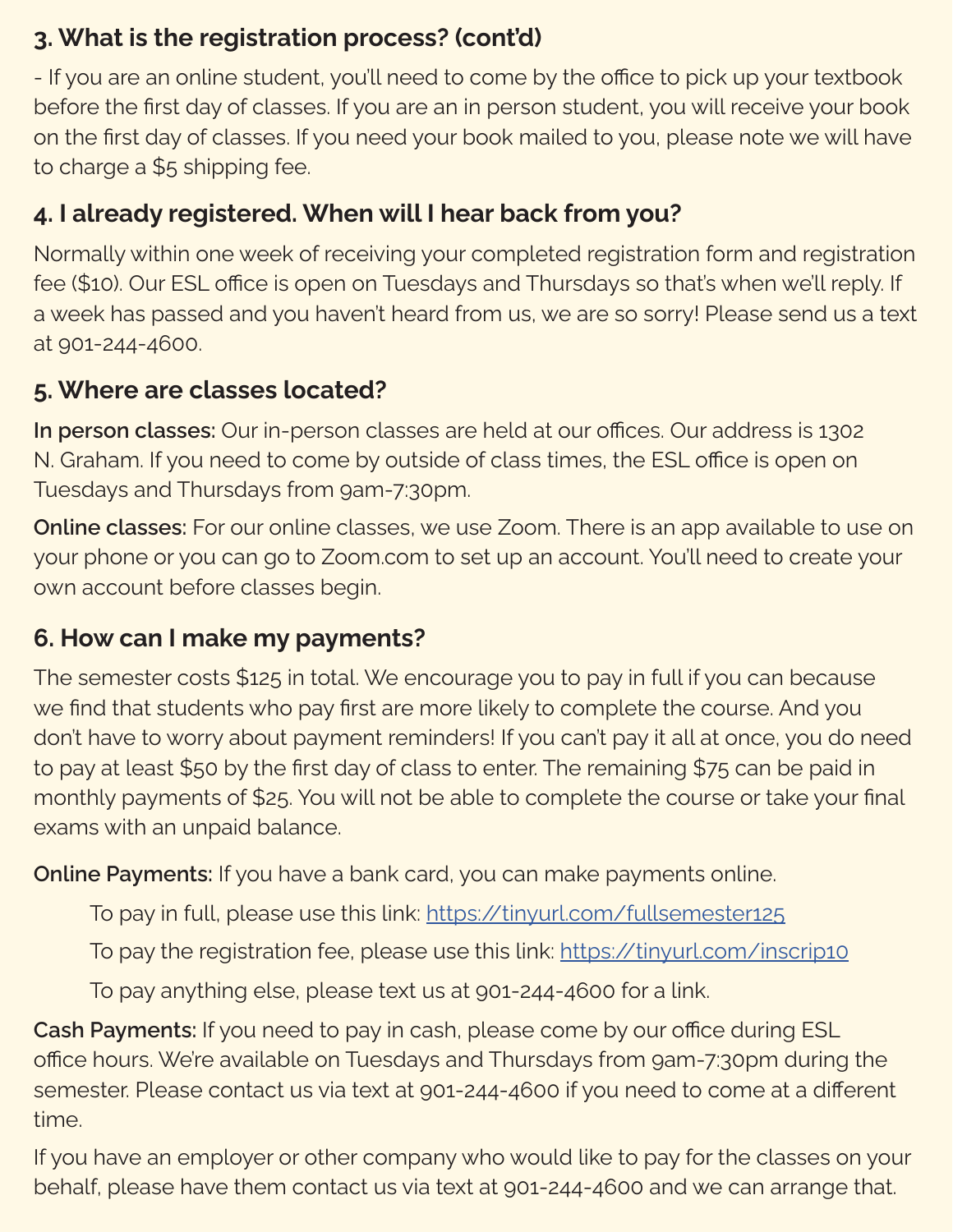### 3. What is the registration process? (cont'd)

- If you are an online student, you'll need to come by the office to pick up your textbook before the first day of classes. If you are an in person student, you will receive your book on the first day of classes. If you need your book mailed to you, please note we will have to charge a $5 shipping fee.

### 4. I already registered. When will I hear back from you?

Normally within one week of receiving your completed registration form and registration fee ($10). Our ESL office is open on Tuesdays and Thursdays so that's when we'll reply. If a week has passed and you haven't heard from us, we are so sorry! Please send us a text at 901-244-4600.

### 5. Where are classes located?

**In person classes:** Our in-person classes are held at our offices. Our address is 1302 N. Graham. If you need to come by outside of class times, the ESL office is open on Tuesdays and Thursdays from 9am-7:30pm.

**Online classes:** For our online classes, we use Zoom. There is an app available to use on your phone or you can go to Zoom.com to set up an account. You'll need to create your own account before classes begin.

### 6. How can I make my payments?

The semester costs $125 in total. We encourage you to pay in full if you can because we find that students who pay first are more likely to complete the course. And you don't have to worry about payment reminders! If you can't pay it all at once, you do need to pay at least $50 by the first day of class to enter. The remaining $75 can be paid in monthly payments of $25. You will not be able to complete the course or take your final exams with an unpaid balance.

**Online Payments:** If you have a bank card, you can make payments online.

To pay in full, please use this link: https://tinyurl.com/fullsemester125

To pay the registration fee, please use this link: https://tinyurl.com/inscrip10

To pay anything else, please text us at 901-244-4600 for a link.

**Cash Payments:** If you need to pay in cash, please come by our office during ESL office hours. We're available on Tuesdays and Thursdays from 9am-7:30pm during the semester. Please contact us via text at 901-244-4600 if you need to come at a different time.

If you have an employer or other company who would like to pay for the classes on your behalf, please have them contact us via text at 901-244-4600 and we can arrange that.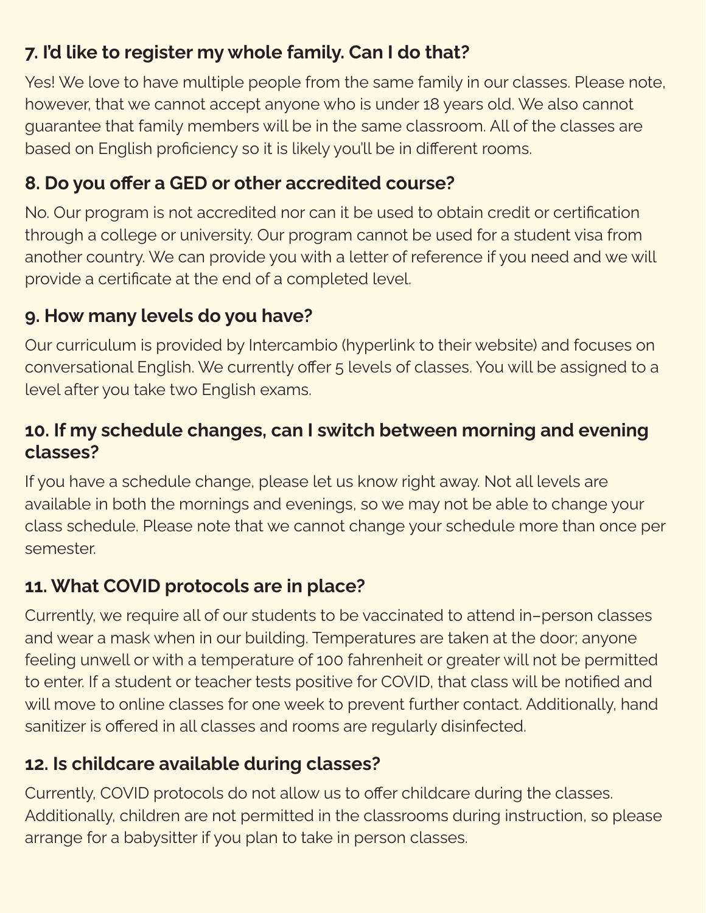### 7. I'd like to register my whole family. Can I do that?

Yes! We love to have multiple people from the same family in our classes. Please note, however, that we cannot accept anyone who is under 18 years old. We also cannot guarantee that family members will be in the same classroom. All of the classes are based on English proficiency so it is likely you'll be in different rooms.

### 8. Do you offer a GED or other accredited course?

No. Our program is not accredited nor can it be used to obtain credit or certification through a college or university. Our program cannot be used for a student visa from another country. We can provide you with a letter of reference if you need and we will provide a certificate at the end of a completed level.

### 9. How many levels do you have?

Our curriculum is provided by Intercambio (hyperlink to their website) and focuses on conversational English. We currently offer 5 levels of classes. You will be assigned to a level after you take two English exams.

### 10. If my schedule changes, can I switch between morning and evening classes?

If you have a schedule change, please let us know right away. Not all levels are available in both the mornings and evenings, so we may not be able to change your class schedule. Please note that we cannot change your schedule more than once per semester.

### 11. What COVID protocols are in place?

Currently, we require all of our students to be vaccinated to attend in–person classes and wear a mask when in our building. Temperatures are taken at the door; anyone feeling unwell or with a temperature of 100 fahrenheit or greater will not be permitted to enter. If a student or teacher tests positive for COVID, that class will be notified and will move to online classes for one week to prevent further contact. Additionally, hand sanitizer is offered in all classes and rooms are regularly disinfected.

### 12. Is childcare available during classes?

Currently, COVID protocols do not allow us to offer childcare during the classes. Additionally, children are not permitted in the classrooms during instruction, so please arrange for a babysitter if you plan to take in person classes.